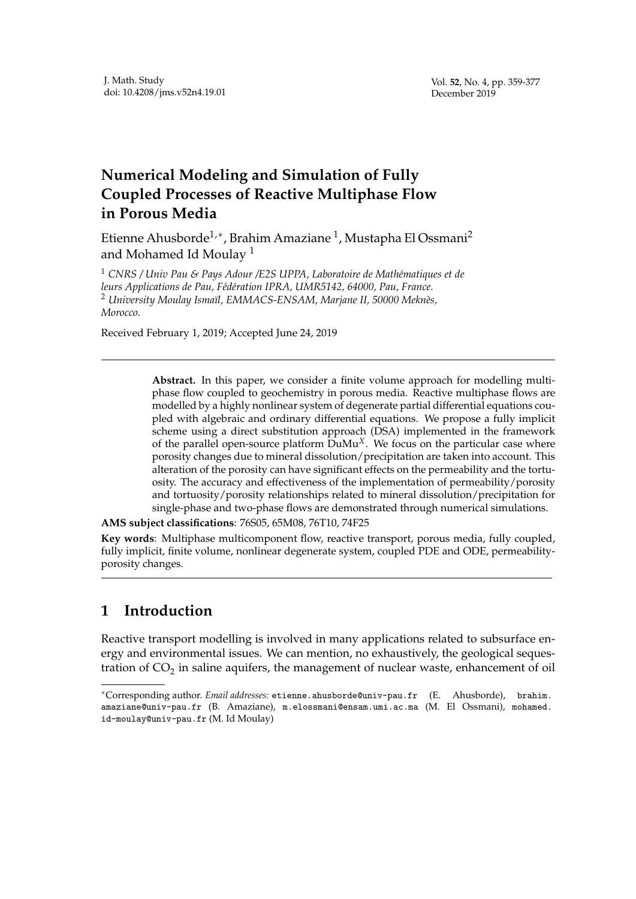# Numerical Modeling and Simulation of Fully Coupled Processes of Reactive Multiphase Flow in Porous Media

Etienne Ahusborde[1,*], Brahim Amaziane [1], Mustapha El Ossmani[2] and Mohamed Id Moulay [1]

[1] *CNRS / Univ Pau & Pays Adour /E2S UPPA, Laboratoire de Mathématiques et de leurs Applications de Pau, Fédération IPRA, UMR5142, 64000, Pau, France.*
[2] *University Moulay Ismaïl, EMMACS-ENSAM, Marjane II, 50000 Meknès, Morocco.*

Received February 1, 2019; Accepted June 24, 2019

---

**Abstract.** In this paper, we consider a finite volume approach for modelling multiphase flow coupled to geochemistry in porous media. Reactive multiphase flows are modelled by a highly nonlinear system of degenerate partial differential equations coupled with algebraic and ordinary differential equations. We propose a fully implicit scheme using a direct substitution approach (DSA) implemented in the framework of the parallel open-source platform $\text{DuMu}^X$. We focus on the particular case where porosity changes due to mineral dissolution/precipitation are taken into account. This alteration of the porosity can have significant effects on the permeability and the tortuosity. The accuracy and effectiveness of the implementation of permeability/porosity and tortuosity/porosity relationships related to mineral dissolution/precipitation for single-phase and two-phase flows are demonstrated through numerical simulations.

**AMS subject classifications**: 76S05, 65M08, 76T10, 74F25

**Key words**: Multiphase multicomponent flow, reactive transport, porous media, fully coupled, fully implicit, finite volume, nonlinear degenerate system, coupled PDE and ODE, permeability-porosity changes.

---

## 1 Introduction

Reactive transport modelling is involved in many applications related to subsurface energy and environmental issues. We can mention, no exhaustively, the geological sequestration of $CO_2$ in saline aquifers, the management of nuclear waste, enhancement of oil

---

*Corresponding author. *Email addresses:* etienne.ahusborde@univ-pau.fr (E. Ahusborde), brahim.amaziane@univ-pau.fr (B. Amaziane), m.elossmani@ensam.umi.ac.ma (M. El Ossmani), mohamed.id-moulay@univ-pau.fr (M. Id Moulay)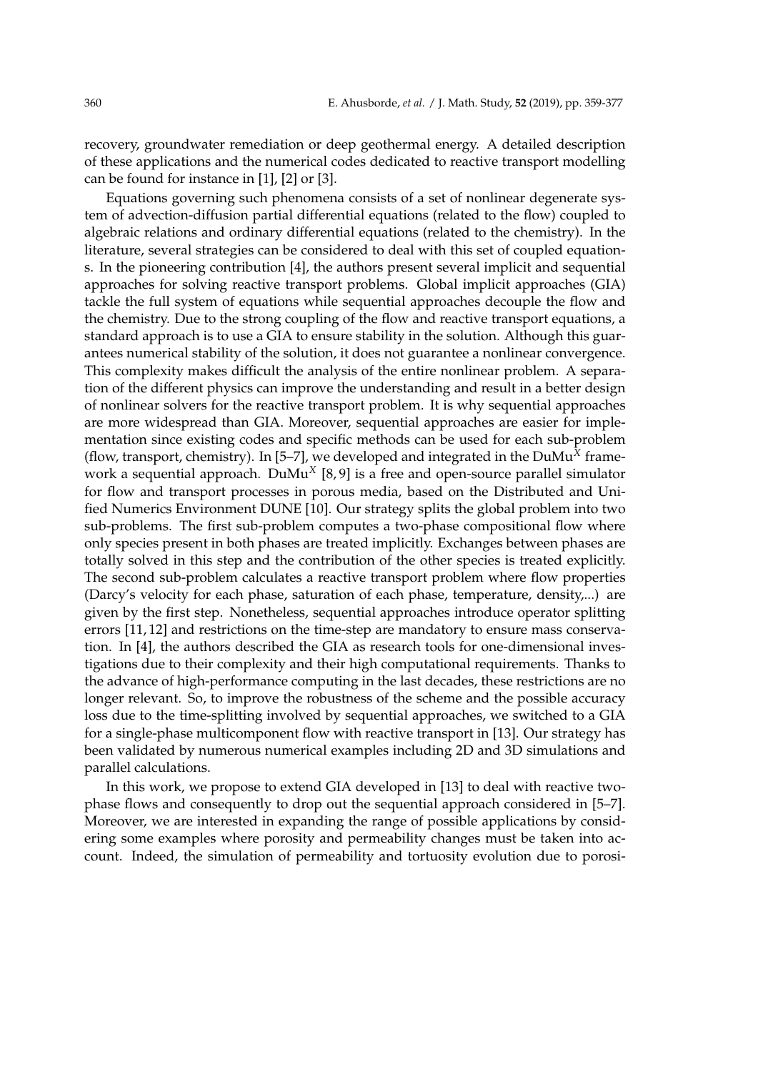recovery, groundwater remediation or deep geothermal energy. A detailed description of these applications and the numerical codes dedicated to reactive transport modelling can be found for instance in [1], [2] or [3].

Equations governing such phenomena consists of a set of nonlinear degenerate system of advection-diffusion partial differential equations (related to the flow) coupled to algebraic relations and ordinary differential equations (related to the chemistry). In the literature, several strategies can be considered to deal with this set of coupled equations. In the pioneering contribution [4], the authors present several implicit and sequential approaches for solving reactive transport problems. Global implicit approaches (GIA) tackle the full system of equations while sequential approaches decouple the flow and the chemistry. Due to the strong coupling of the flow and reactive transport equations, a standard approach is to use a GIA to ensure stability in the solution. Although this guarantees numerical stability of the solution, it does not guarantee a nonlinear convergence. This complexity makes difficult the analysis of the entire nonlinear problem. A separation of the different physics can improve the understanding and result in a better design of nonlinear solvers for the reactive transport problem. It is why sequential approaches are more widespread than GIA. Moreover, sequential approaches are easier for implementation since existing codes and specific methods can be used for each sub-problem (flow, transport, chemistry). In [5–7], we developed and integrated in the DuMu$^X$ framework a sequential approach. DuMu$^X$ [8,9] is a free and open-source parallel simulator for flow and transport processes in porous media, based on the Distributed and Unified Numerics Environment DUNE [10]. Our strategy splits the global problem into two sub-problems. The first sub-problem computes a two-phase compositional flow where only species present in both phases are treated implicitly. Exchanges between phases are totally solved in this step and the contribution of the other species is treated explicitly. The second sub-problem calculates a reactive transport problem where flow properties (Darcy's velocity for each phase, saturation of each phase, temperature, density,...) are given by the first step. Nonetheless, sequential approaches introduce operator splitting errors [11,12] and restrictions on the time-step are mandatory to ensure mass conservation. In [4], the authors described the GIA as research tools for one-dimensional investigations due to their complexity and their high computational requirements. Thanks to the advance of high-performance computing in the last decades, these restrictions are no longer relevant. So, to improve the robustness of the scheme and the possible accuracy loss due to the time-splitting involved by sequential approaches, we switched to a GIA for a single-phase multicomponent flow with reactive transport in [13]. Our strategy has been validated by numerous numerical examples including 2D and 3D simulations and parallel calculations.

In this work, we propose to extend GIA developed in [13] to deal with reactive two-phase flows and consequently to drop out the sequential approach considered in [5–7]. Moreover, we are interested in expanding the range of possible applications by considering some examples where porosity and permeability changes must be taken into account. Indeed, the simulation of permeability and tortuosity evolution due to porosi-